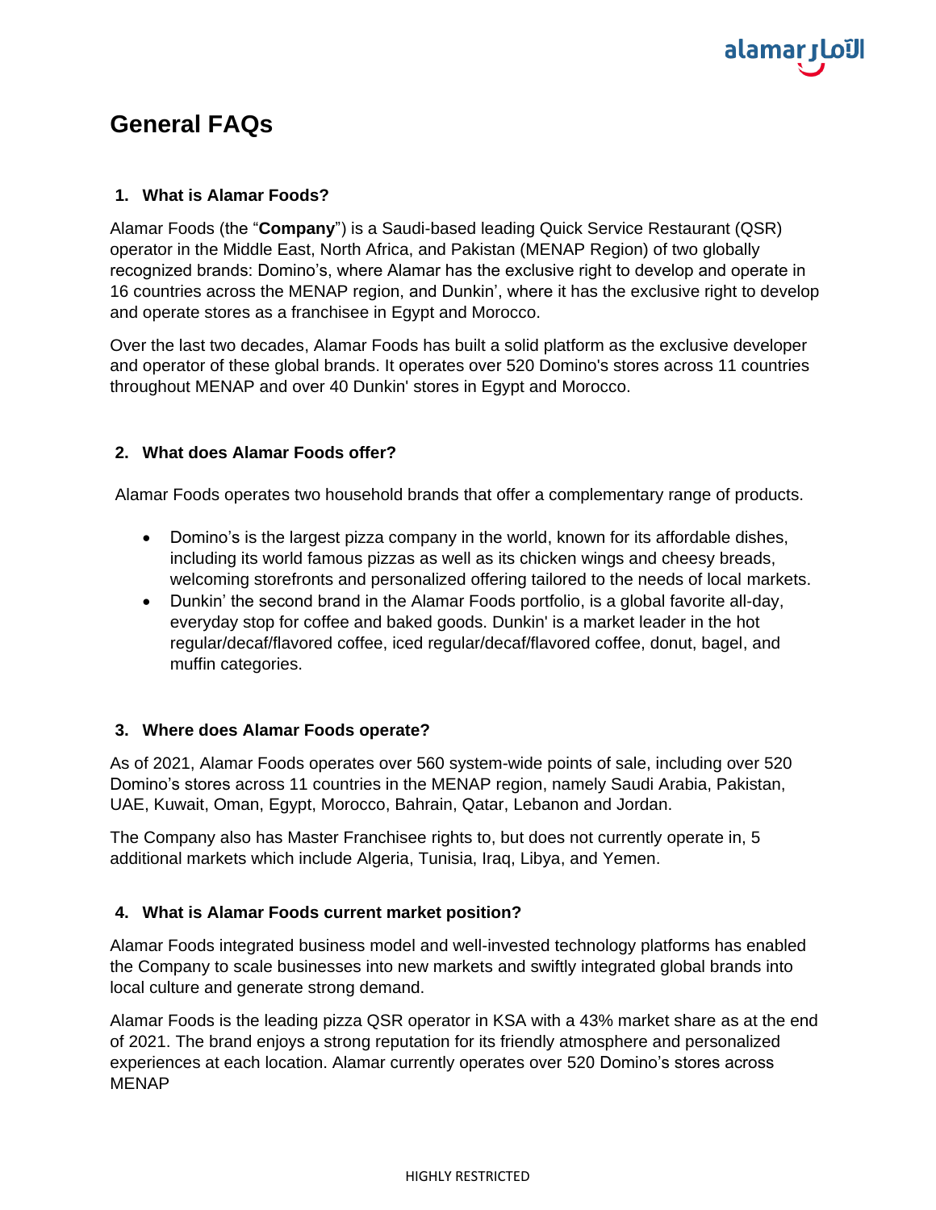# General FAQs

## 1. What is Alamar Foods?

Alamar Foods (the "**Company**") is a Saudi-based leading Quick Service Restaurant (QSR) operator in the Middle East, North Africa, and Pakistan (MENAP Region) of two globally recognized brands: Domino's, where Alamar has the exclusive right to develop and operate in 16 countries across the MENAP region, and Dunkin', where it has the exclusive right to develop and operate stores as a franchisee in Egypt and Morocco.

Over the last two decades, Alamar Foods has built a solid platform as the exclusive developer and operator of these global brands. It operates over 520 Domino's stores across 11 countries throughout MENAP and over 40 Dunkin' stores in Egypt and Morocco.

## 2. What does Alamar Foods offer?

Alamar Foods operates two household brands that offer a complementary range of products.

- Domino's is the largest pizza company in the world, known for its affordable dishes, including its world famous pizzas as well as its chicken wings and cheesy breads, welcoming storefronts and personalized offering tailored to the needs of local markets.
- Dunkin' the second brand in the Alamar Foods portfolio, is a global favorite all-day, everyday stop for coffee and baked goods. Dunkin' is a market leader in the hot regular/decaf/flavored coffee, iced regular/decaf/flavored coffee, donut, bagel, and muffin categories.

## 3. Where does Alamar Foods operate?

As of 2021, Alamar Foods operates over 560 system-wide points of sale, including over 520 Domino's stores across 11 countries in the MENAP region, namely Saudi Arabia, Pakistan, UAE, Kuwait, Oman, Egypt, Morocco, Bahrain, Qatar, Lebanon and Jordan.

The Company also has Master Franchisee rights to, but does not currently operate in, 5 additional markets which include Algeria, Tunisia, Iraq, Libya, and Yemen.

## 4. What is Alamar Foods current market position?

Alamar Foods integrated business model and well-invested technology platforms has enabled the Company to scale businesses into new markets and swiftly integrated global brands into local culture and generate strong demand.

Alamar Foods is the leading pizza QSR operator in KSA with a 43% market share as at the end of 2021. The brand enjoys a strong reputation for its friendly atmosphere and personalized experiences at each location. Alamar currently operates over 520 Domino's stores across MENAP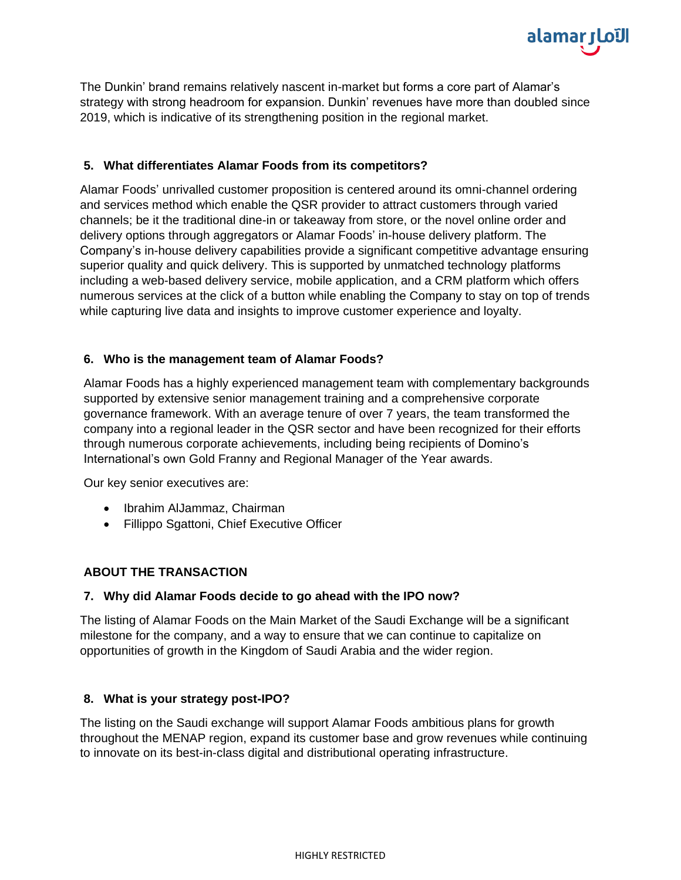The Dunkin' brand remains relatively nascent in-market but forms a core part of Alamar's strategy with strong headroom for expansion. Dunkin' revenues have more than doubled since 2019, which is indicative of its strengthening position in the regional market.

### 5. What differentiates Alamar Foods from its competitors?

Alamar Foods' unrivalled customer proposition is centered around its omni-channel ordering and services method which enable the QSR provider to attract customers through varied channels; be it the traditional dine-in or takeaway from store, or the novel online order and delivery options through aggregators or Alamar Foods' in-house delivery platform. The Company's in-house delivery capabilities provide a significant competitive advantage ensuring superior quality and quick delivery. This is supported by unmatched technology platforms including a web-based delivery service, mobile application, and a CRM platform which offers numerous services at the click of a button while enabling the Company to stay on top of trends while capturing live data and insights to improve customer experience and loyalty.

### 6. Who is the management team of Alamar Foods?

Alamar Foods has a highly experienced management team with complementary backgrounds supported by extensive senior management training and a comprehensive corporate governance framework. With an average tenure of over 7 years, the team transformed the company into a regional leader in the QSR sector and have been recognized for their efforts through numerous corporate achievements, including being recipients of Domino's International's own Gold Franny and Regional Manager of the Year awards.

Our key senior executives are:

- Ibrahim AlJammaz, Chairman
- Fillippo Sgattoni, Chief Executive Officer

## ABOUT THE TRANSACTION

### 7. Why did Alamar Foods decide to go ahead with the IPO now?

The listing of Alamar Foods on the Main Market of the Saudi Exchange will be a significant milestone for the company, and a way to ensure that we can continue to capitalize on opportunities of growth in the Kingdom of Saudi Arabia and the wider region.

### 8. What is your strategy post-IPO?

The listing on the Saudi exchange will support Alamar Foods ambitious plans for growth throughout the MENAP region, expand its customer base and grow revenues while continuing to innovate on its best-in-class digital and distributional operating infrastructure.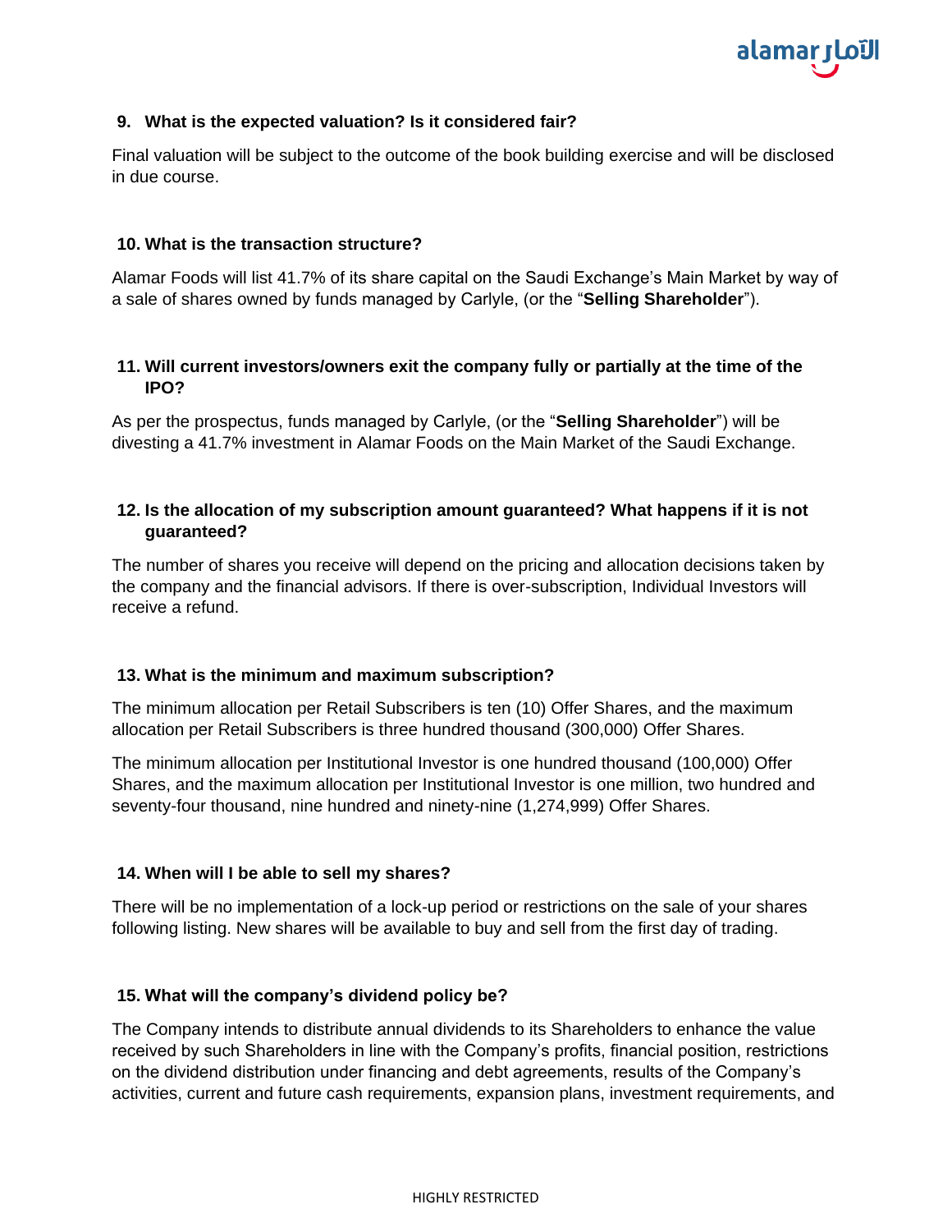### 9. What is the expected valuation? Is it considered fair?

Final valuation will be subject to the outcome of the book building exercise and will be disclosed in due course.

### 10. What is the transaction structure?

Alamar Foods will list 41.7% of its share capital on the Saudi Exchange's Main Market by way of a sale of shares owned by funds managed by Carlyle, (or the "**Selling Shareholder**").

### 11. Will current investors/owners exit the company fully or partially at the time of the IPO?

As per the prospectus, funds managed by Carlyle, (or the "**Selling Shareholder**") will be divesting a 41.7% investment in Alamar Foods on the Main Market of the Saudi Exchange.

### 12. Is the allocation of my subscription amount guaranteed? What happens if it is not guaranteed?

The number of shares you receive will depend on the pricing and allocation decisions taken by the company and the financial advisors. If there is over-subscription, Individual Investors will receive a refund.

### 13. What is the minimum and maximum subscription?

The minimum allocation per Retail Subscribers is ten (10) Offer Shares, and the maximum allocation per Retail Subscribers is three hundred thousand (300,000) Offer Shares.

The minimum allocation per Institutional Investor is one hundred thousand (100,000) Offer Shares, and the maximum allocation per Institutional Investor is one million, two hundred and seventy-four thousand, nine hundred and ninety-nine (1,274,999) Offer Shares.

### 14. When will I be able to sell my shares?

There will be no implementation of a lock-up period or restrictions on the sale of your shares following listing. New shares will be available to buy and sell from the first day of trading.

### 15. What will the company's dividend policy be?

The Company intends to distribute annual dividends to its Shareholders to enhance the value received by such Shareholders in line with the Company's profits, financial position, restrictions on the dividend distribution under financing and debt agreements, results of the Company's activities, current and future cash requirements, expansion plans, investment requirements, and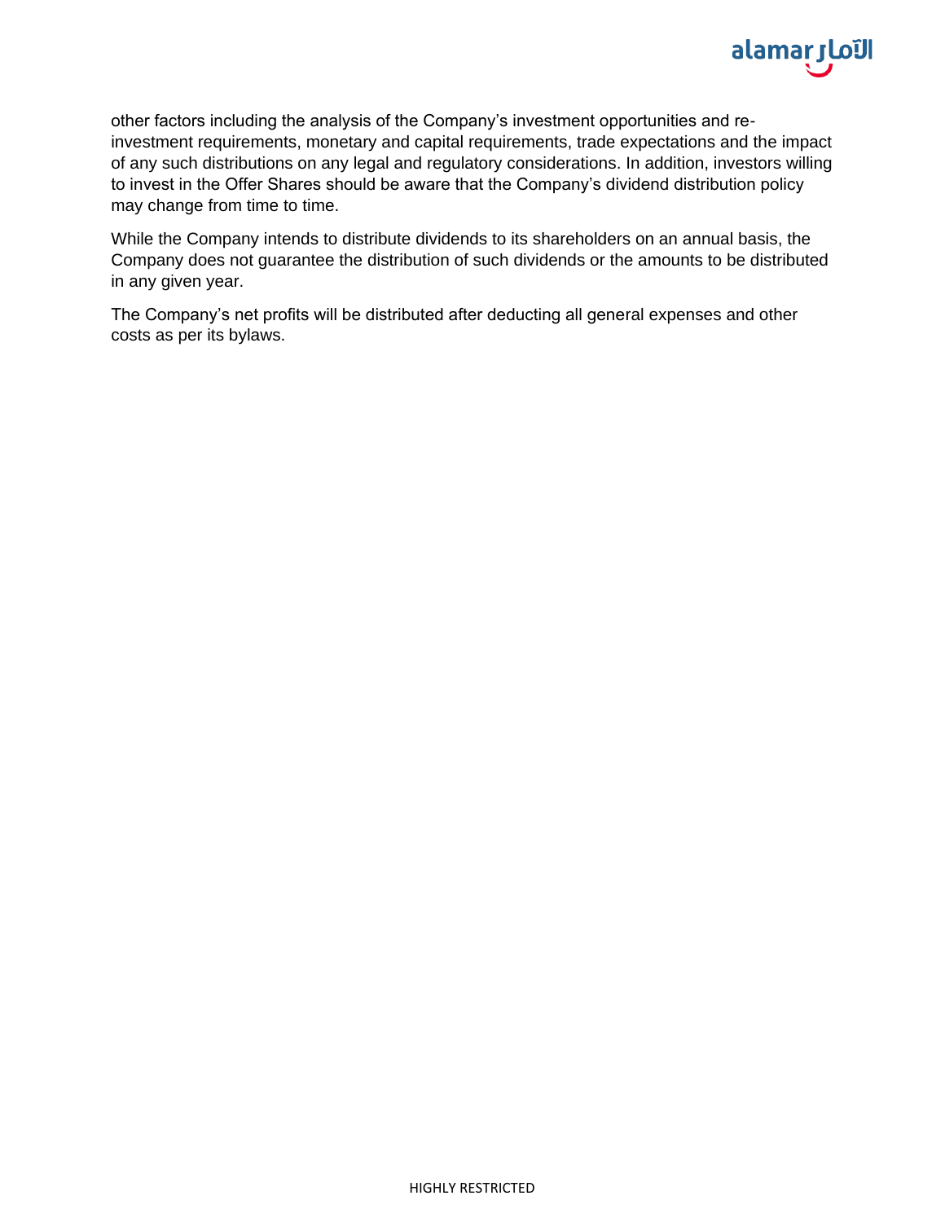other factors including the analysis of the Company's investment opportunities and re-investment requirements, monetary and capital requirements, trade expectations and the impact of any such distributions on any legal and regulatory considerations. In addition, investors willing to invest in the Offer Shares should be aware that the Company's dividend distribution policy may change from time to time.

While the Company intends to distribute dividends to its shareholders on an annual basis, the Company does not guarantee the distribution of such dividends or the amounts to be distributed in any given year.

The Company's net profits will be distributed after deducting all general expenses and other costs as per its bylaws.